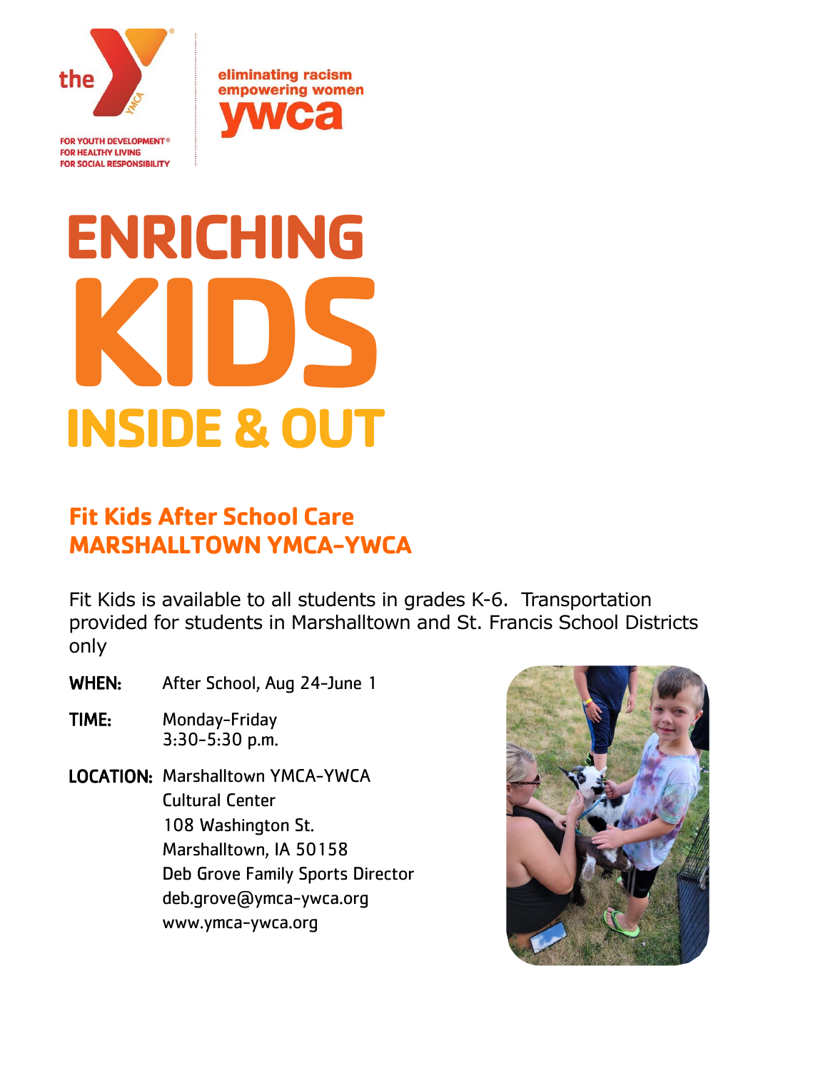the YMCA

FOR YOUTH DEVELOPMENT®
FOR HEALTHY LIVING
FOR SOCIAL RESPONSIBILITY

eliminating racism
empowering women
ywca

# ENRICHING KIDS INSIDE & OUT

## Fit Kids After School Care
## MARSHALLTOWN YMCA-YWCA

Fit Kids is available to all students in grades K-6. Transportation provided for students in Marshalltown and St. Francis School Districts only

**WHEN:** After School, Aug 24-June 1

**TIME:** Monday-Friday
3:30-5:30 p.m.

**LOCATION:** Marshalltown YMCA-YWCA
Cultural Center
108 Washington St.
Marshalltown, IA 50158
Deb Grove Family Sports Director
deb.grove@ymca-ywca.org
www.ymca-ywca.org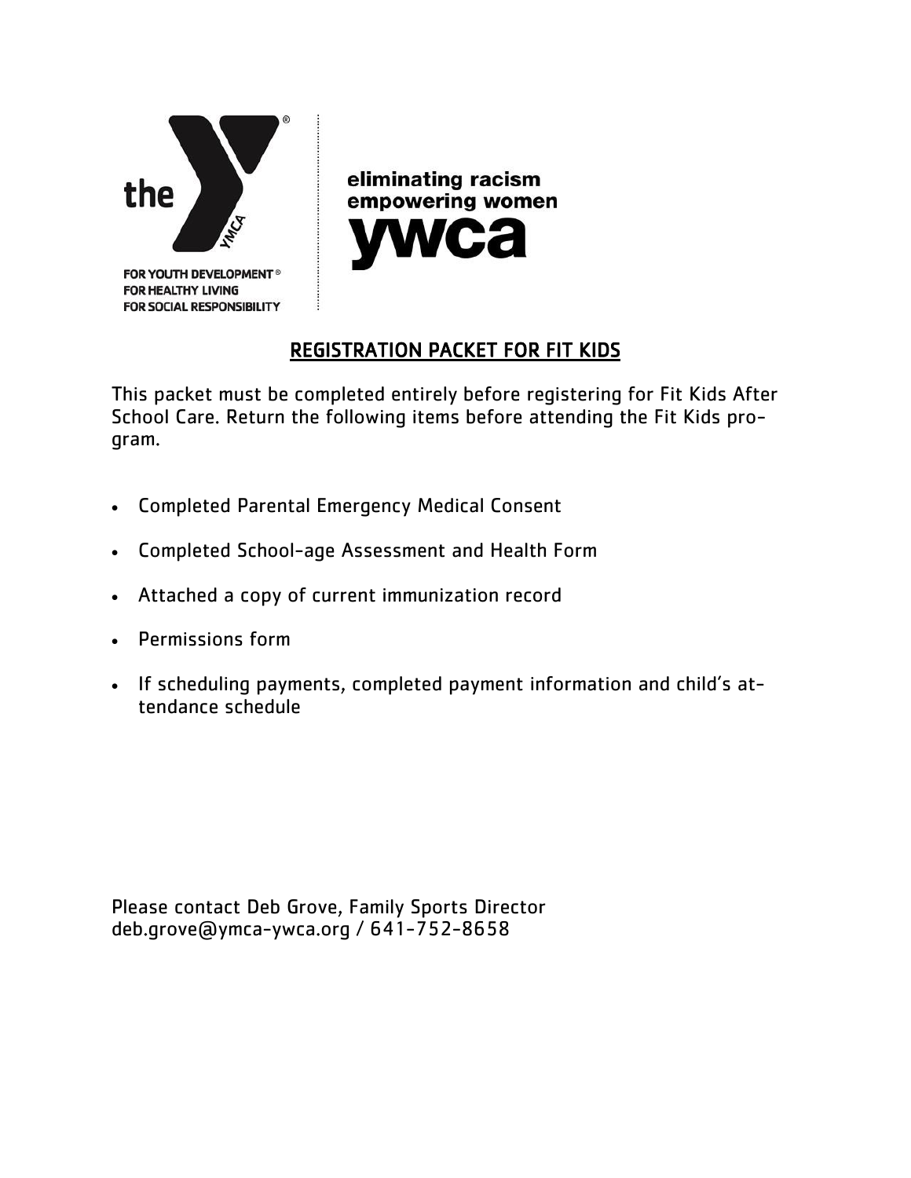the

FOR YOUTH DEVELOPMENT®
FOR HEALTHY LIVING
FOR SOCIAL RESPONSIBILITY

eliminating racism
empowering women
ywca

## REGISTRATION PACKET FOR FIT KIDS

This packet must be completed entirely before registering for Fit Kids After School Care. Return the following items before attending the Fit Kids program.

- Completed Parental Emergency Medical Consent
- Completed School-age Assessment and Health Form
- Attached a copy of current immunization record
- Permissions form
- If scheduling payments, completed payment information and child's attendance schedule

Please contact Deb Grove, Family Sports Director
deb.grove@ymca-ywca.org / 641-752-8658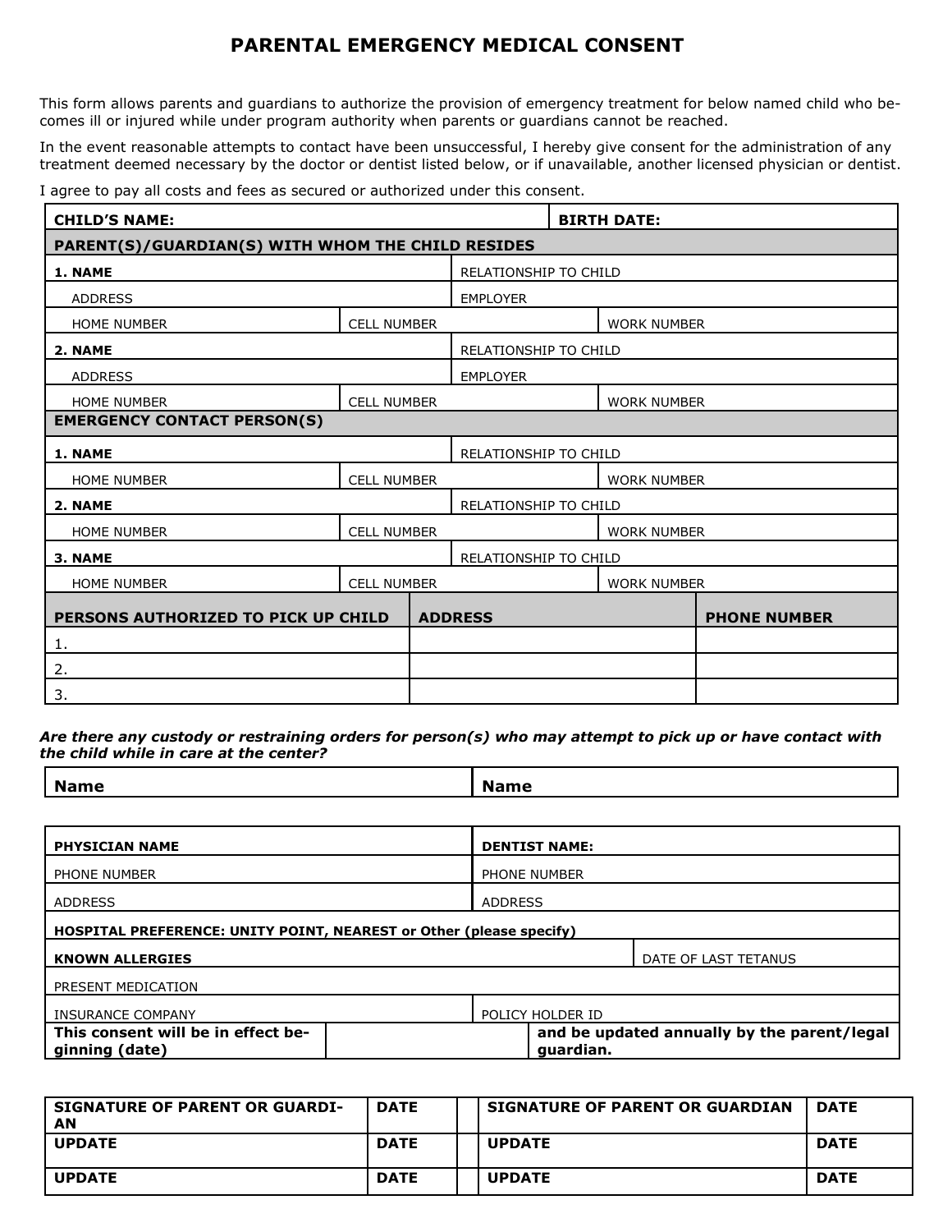# PARENTAL EMERGENCY MEDICAL CONSENT

This form allows parents and guardians to authorize the provision of emergency treatment for below named child who becomes ill or injured while under program authority when parents or guardians cannot be reached.

In the event reasonable attempts to contact have been unsuccessful, I hereby give consent for the administration of any treatment deemed necessary by the doctor or dentist listed below, or if unavailable, another licensed physician or dentist.

I agree to pay all costs and fees as secured or authorized under this consent.

| **CHILD'S NAME:** | | **BIRTH DATE:** |
|---|---|---|
| **PARENT(S)/GUARDIAN(S) WITH WHOM THE CHILD RESIDES** | | |
| **1. NAME** | RELATIONSHIP TO CHILD | |
| ADDRESS | EMPLOYER | |
| HOME NUMBER | CELL NUMBER | WORK NUMBER |
| **2. NAME** | RELATIONSHIP TO CHILD | |
| ADDRESS | EMPLOYER | |
| HOME NUMBER | CELL NUMBER | WORK NUMBER |
| **EMERGENCY CONTACT PERSON(S)** | | |
| **1. NAME** | RELATIONSHIP TO CHILD | |
| HOME NUMBER | CELL NUMBER | WORK NUMBER |
| **2. NAME** | RELATIONSHIP TO CHILD | |
| HOME NUMBER | CELL NUMBER | WORK NUMBER |
| **3. NAME** | RELATIONSHIP TO CHILD | |
| HOME NUMBER | CELL NUMBER | WORK NUMBER |

| **PERSONS AUTHORIZED TO PICK UP CHILD** | **ADDRESS** | **PHONE NUMBER** |
|---|---|---|
| 1. | | |
| 2. | | |
| 3. | | |

***Are there any custody or restraining orders for person(s) who may attempt to pick up or have contact with the child while in care at the center?***

| **Name** | **Name** |
|---|---|

| **PHYSICIAN NAME** | **DENTIST NAME:** |
|---|---|
| PHONE NUMBER | PHONE NUMBER |
| ADDRESS | ADDRESS |
| **HOSPITAL PREFERENCE: UNITY POINT, NEAREST or Other (please specify)** | |
| **KNOWN ALLERGIES** | DATE OF LAST TETANUS |
| PRESENT MEDICATION | |
| INSURANCE COMPANY | POLICY HOLDER ID |

| **This consent will be in effect beginning (date)** | | **and be updated annually by the parent/legal guardian.** |
|---|---|---|

| **SIGNATURE OF PARENT OR GUARDIAN** | **DATE** | | **SIGNATURE OF PARENT OR GUARDIAN** | **DATE** |
|---|---|---|---|---|
| **UPDATE** | **DATE** | | **UPDATE** | **DATE** |
| **UPDATE** | **DATE** | | **UPDATE** | **DATE** |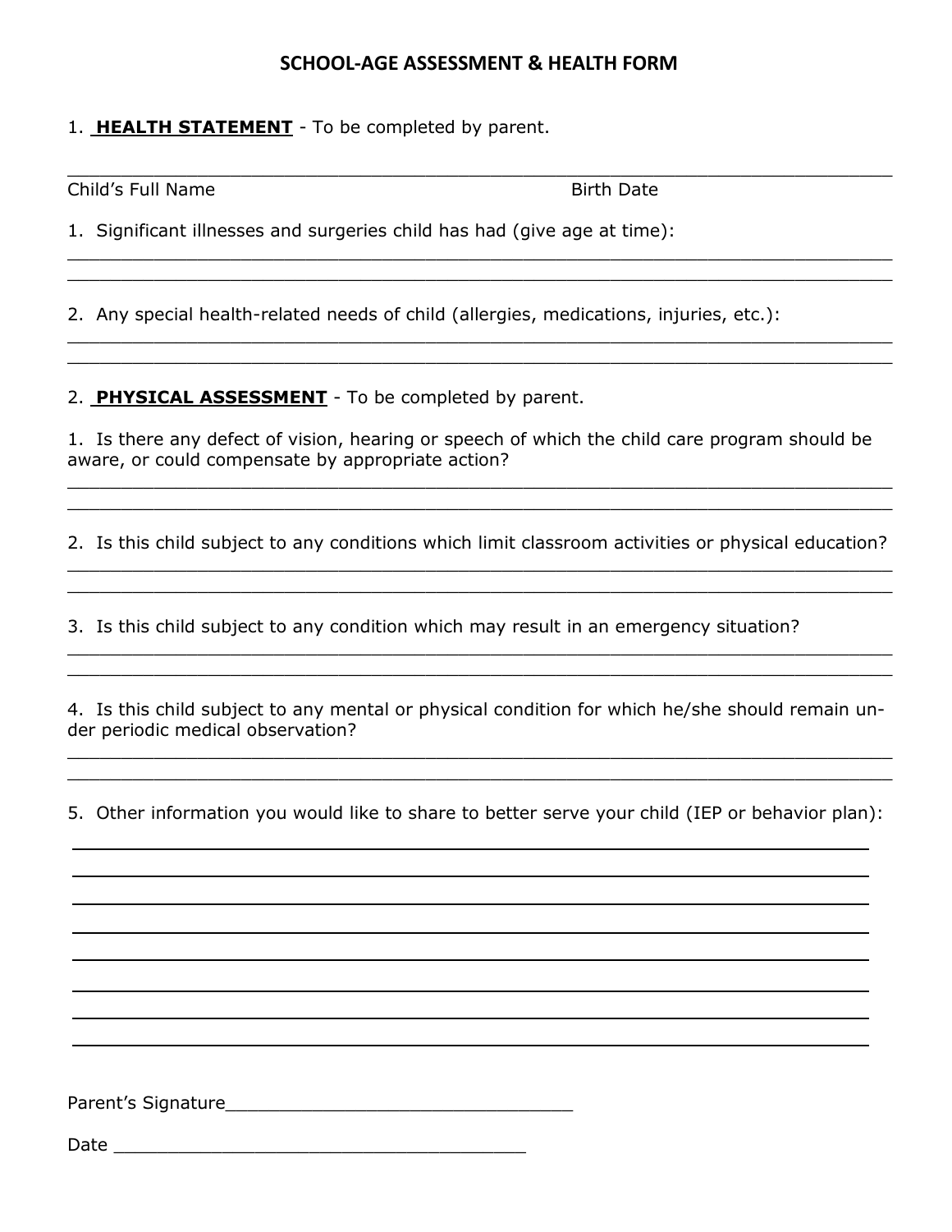# SCHOOL-AGE ASSESSMENT & HEALTH FORM

1. **HEALTH STATEMENT** - To be completed by parent.

______________________________________________________________________________

Child's Full Name                                                                 Birth Date

1. Significant illnesses and surgeries child has had (give age at time):

______________________________________________________________________________

______________________________________________________________________________

2. Any special health-related needs of child (allergies, medications, injuries, etc.):

______________________________________________________________________________

______________________________________________________________________________

2. **PHYSICAL ASSESSMENT** - To be completed by parent.

1. Is there any defect of vision, hearing or speech of which the child care program should be aware, or could compensate by appropriate action?

______________________________________________________________________________

______________________________________________________________________________

2. Is this child subject to any conditions which limit classroom activities or physical education?

______________________________________________________________________________

______________________________________________________________________________

3. Is this child subject to any condition which may result in an emergency situation?

______________________________________________________________________________

______________________________________________________________________________

4. Is this child subject to any mental or physical condition for which he/she should remain under periodic medical observation?

______________________________________________________________________________

______________________________________________________________________________

5. Other information you would like to share to better serve your child (IEP or behavior plan):

______________________________________________________________________________

______________________________________________________________________________

______________________________________________________________________________

______________________________________________________________________________

______________________________________________________________________________

______________________________________________________________________________

______________________________________________________________________________

______________________________________________________________________________

Parent's Signature________________________________

Date ________________________________________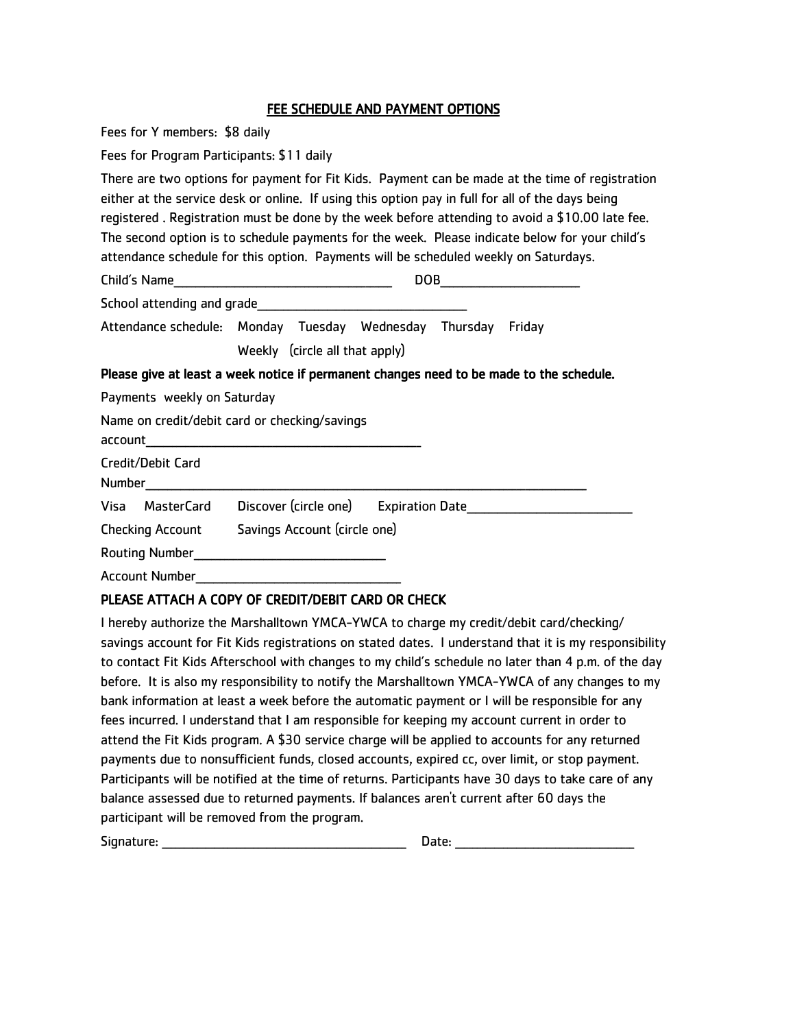## FEE SCHEDULE AND PAYMENT OPTIONS

Fees for Y members: $8 daily

Fees for Program Participants: $11 daily

There are two options for payment for Fit Kids. Payment can be made at the time of registration either at the service desk or online. If using this option pay in full for all of the days being registered . Registration must be done by the week before attending to avoid a $10.00 late fee. The second option is to schedule payments for the week. Please indicate below for your child's attendance schedule for this option. Payments will be scheduled weekly on Saturdays.

Child's Name________________________________ DOB____________________

School attending and grade______________________________

Attendance schedule: Monday Tuesday Wednesday Thursday Friday

Weekly (circle all that apply)

**Please give at least a week notice if permanent changes need to be made to the schedule.**

Payments weekly on Saturday

Name on credit/debit card or checking/savings account________________________________________

Credit/Debit Card Number________________________________________________________________

Visa MasterCard Discover (circle one) Expiration Date________________________

Checking Account Savings Account (circle one)

Routing Number____________________________

Account Number______________________________

**PLEASE ATTACH A COPY OF CREDIT/DEBIT CARD OR CHECK**

I hereby authorize the Marshalltown YMCA-YWCA to charge my credit/debit card/checking/ savings account for Fit Kids registrations on stated dates. I understand that it is my responsibility to contact Fit Kids Afterschool with changes to my child's schedule no later than 4 p.m. of the day before. It is also my responsibility to notify the Marshalltown YMCA-YWCA of any changes to my bank information at least a week before the automatic payment or I will be responsible for any fees incurred. I understand that I am responsible for keeping my account current in order to attend the Fit Kids program. A $30 service charge will be applied to accounts for any returned payments due to nonsufficient funds, closed accounts, expired cc, over limit, or stop payment. Participants will be notified at the time of returns. Participants have 30 days to take care of any balance assessed due to returned payments. If balances aren't current after 60 days the participant will be removed from the program.

Signature: ___________________________________ Date: __________________________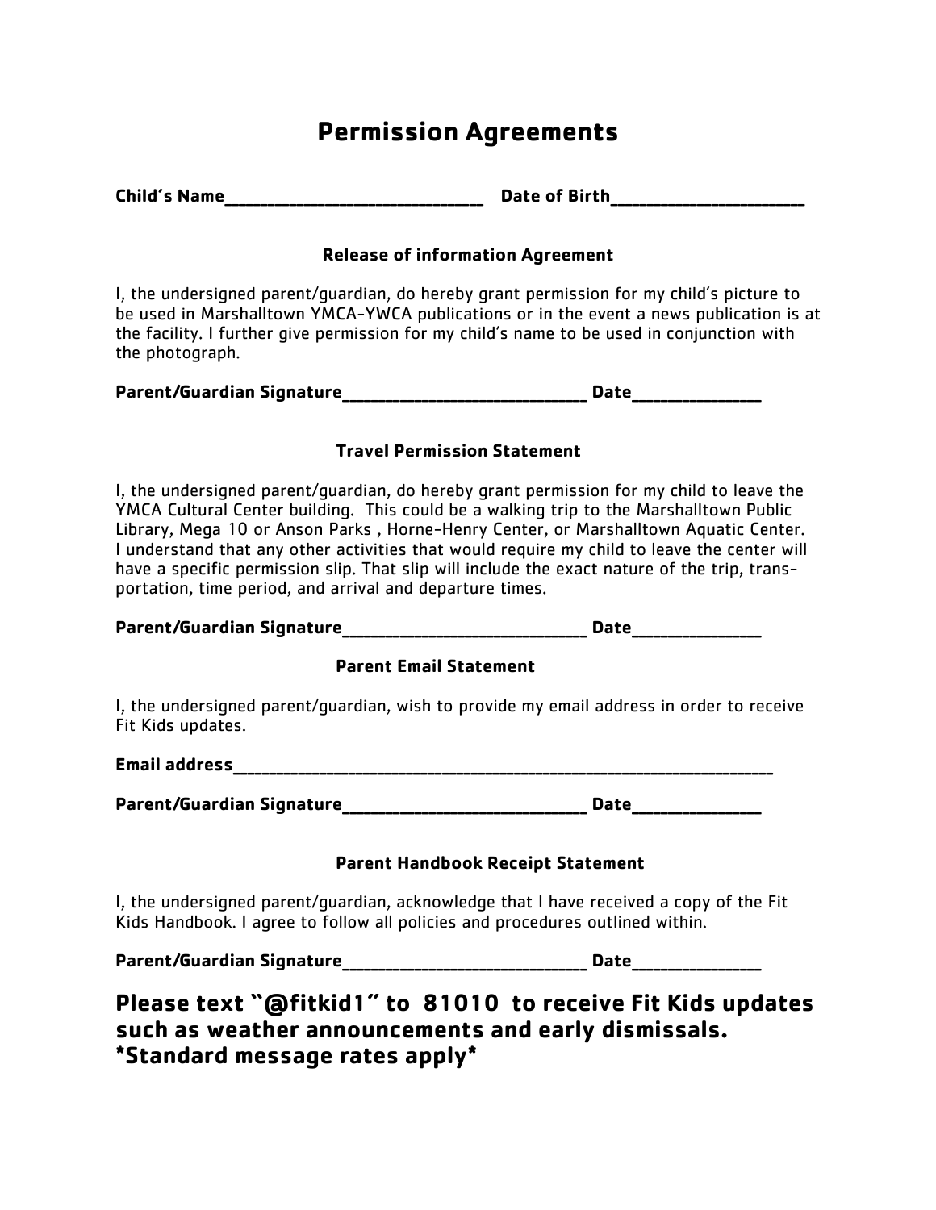# Permission Agreements

**Child's Name_______________________________ Date of Birth_______________________**

### Release of information Agreement

I, the undersigned parent/guardian, do hereby grant permission for my child's picture to be used in Marshalltown YMCA-YWCA publications or in the event a news publication is at the facility. I further give permission for my child's name to be used in conjunction with the photograph.

**Parent/Guardian Signature_____________________________ Date_______________**

### Travel Permission Statement

I, the undersigned parent/guardian, do hereby grant permission for my child to leave the YMCA Cultural Center building. This could be a walking trip to the Marshalltown Public Library, Mega 10 or Anson Parks , Horne-Henry Center, or Marshalltown Aquatic Center. I understand that any other activities that would require my child to leave the center will have a specific permission slip. That slip will include the exact nature of the trip, transportation, time period, and arrival and departure times.

**Parent/Guardian Signature_____________________________ Date_______________**

### Parent Email Statement

I, the undersigned parent/guardian, wish to provide my email address in order to receive Fit Kids updates.

**Email address_________________________________________________________________**

**Parent/Guardian Signature_____________________________ Date_______________**

### Parent Handbook Receipt Statement

I, the undersigned parent/guardian, acknowledge that I have received a copy of the Fit Kids Handbook. I agree to follow all policies and procedures outlined within.

**Parent/Guardian Signature_____________________________ Date_______________**

## Please text "@fitkid1" to 81010 to receive Fit Kids updates such as weather announcements and early dismissals. *Standard message rates apply*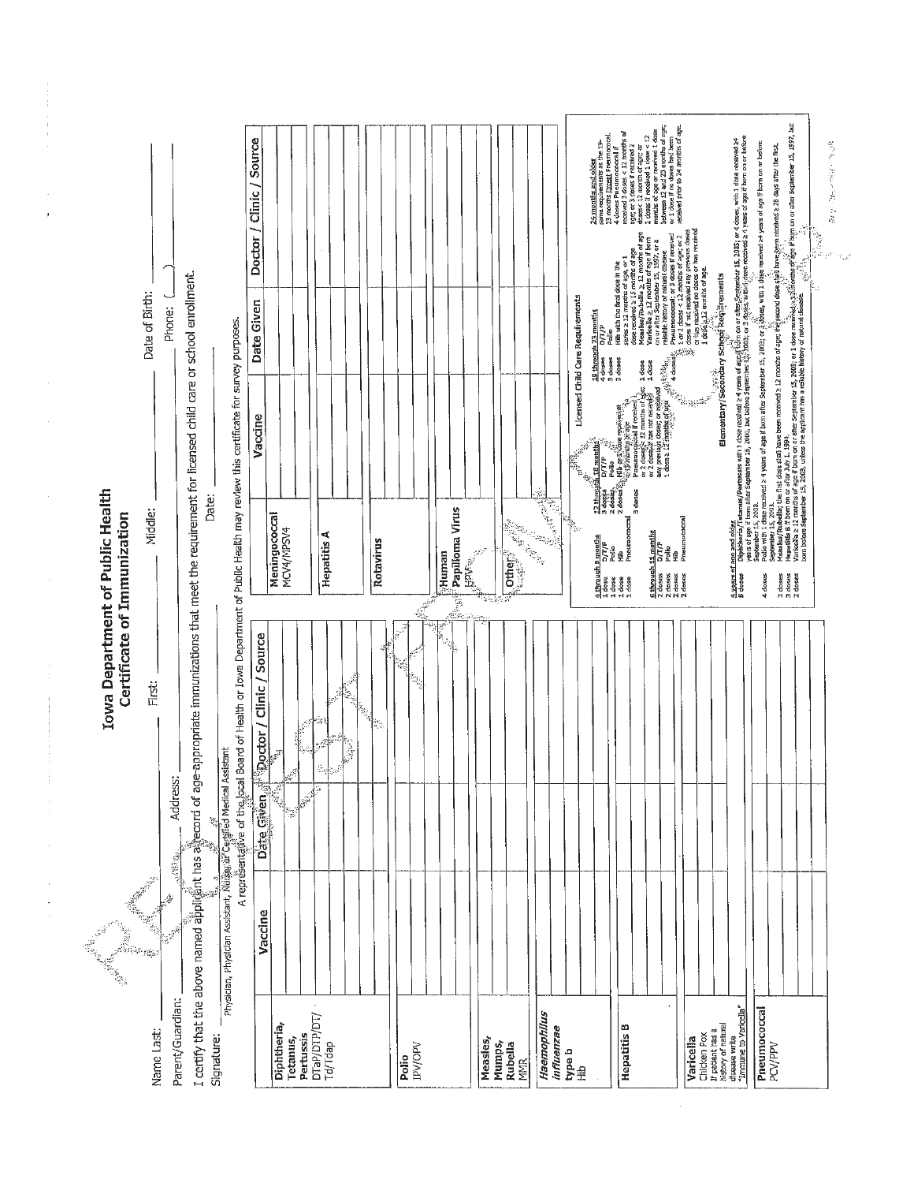# Iowa Department of Public Health
## Certificate of Immunization

Name Last: ______ First: ______ Middle: ______ Date of Birth: ______

Parent/Guardian: ______ Address: ______ Phone: ( )

I certify that the above named applicant has a record of age-appropriate immunizations that meet the requirement for licensed child care or school enrollment.

Signature: ______ Date: ______

Physician, Physician Assistant, Nurse or Certified Medical Assistant

A representative of the local Board of Health or Iowa Department of Public Health may review this certificate for survey purposes.

| Vaccine | Date Given | Doctor / Clinic / Source |
|---|---|---|
| **Diphtheria, Tetanus, Pertussis** DTaP/DTP/DT/ Td/Tdap | | |
| | | |
| | | |
| | | |
| | | |
| | | |
| **Polio** IPV/OPV | | |
| | | |
| | | |
| | | |
| **Measles, Mumps, Rubella** MMR | | |
| | | |
| ***Haemophilus influenzae* type b** Hib | | |
| | | |
| | | |
| | | |
| **Hepatitis B** | | |
| | | |
| | | |
| **Varicella** Chicken Pox If patient has a history of natural disease write "Immune to Varicella" | | |
| | | |
| **Pneumococcal** PCV/PPV | | |
| | | |
| | | |
| | | |

| Vaccine | Date Given | Doctor / Clinic / Source |
|---|---|---|
| **Meningococcal** MCV4/MPSV4 | | |
| | | |
| **Hepatitis A** | | |
| | | |
| **Rotavirus** | | |
| | | |
| | | |
| **Human Papilloma Virus** HPV | | |
| | | |
| | | |
| **Other** | | |
| | | |
| | | |

### Licensed Child Care Requirements

**4 through 5 months**
1 dose D/T/P
1 dose Polio
1 dose Hib
1 dose Pneumococcal

**6 through 11 months**
2 doses D/T/P
2 doses Polio
2 doses Hib
2 doses Pneumococcal

**12 through 18 months**
3 doses D/T/P
2 doses Polio
2 doses Hib or 1 dose received at ≥ 15 months of age
3 doses Pneumococcal if received ≥ 2 doses < 12 months of age; or 2 doses if not received any previous doses; or received 1 dose ≥ 12 months of age

**19 through 23 months**
4 doses D/T/P
3 doses Polio
3 doses Hib with the final dose in the series ≥ 12 months of age, or 1 dose received ≥ 15 months of age
1 dose Measles/Rubella ≥ 12 months of age
1 dose Varicella ≥ 12 months of age if born on or after September 15, 1997, or a reliable history of natural disease
4 doses Pneumococcal or 3 doses if received 1 or 2 doses < 12 months of age; or 2 doses if not received any previous doses or has received 1 dose ≥ 12 months of age.

**24 months and older**
Same requirements as the 19-23 months (except Pneumococcal).
4 doses Pneumococcal if received 3 doses < 12 months of age; or 3 doses if received 2 doses < 12 months of age; or 2 doses if received 1 dose < 12 months of age or received 1 dose between 12 and 23 months of age; or 1 dose if no doses had been received prior to 24 months of age.

### Elementary/Secondary School Requirements

**4 years of age and older**

5 doses Diphtheria/Tetanus/Pertussis with 1 dose received ≥ 4 years of age if born on or after September 15, 2003; or 4 doses, with 1 dose received ≥ 4 years of age if born after September 15, 2000, but before September 15, 2003; or 3 doses with 1 dose received ≥ 4 years of age if born on or before September 15, 2000.

4 doses Polio with 1 dose received ≥ 4 years of age if born after September 15, 2003; or 3 doses, with 1 dose received ≥4 years of age if born on or before September 15, 2003.

2 doses Measles/Rubella; the first dose shall have been received ≥ 12 months of age; the second dose shall have been received ≥ 28 days after the first.

3 doses Hepatitis B if born on or after July 1, 1994.

2 doses Varicella ≥ 12 months of age if born on or after September 15, 2003; or 1 dose received ≥ 12 months of age if born on or after September 15, 1997, but born before September 15, 2003, unless the applicant has a reliable history of natural disease.